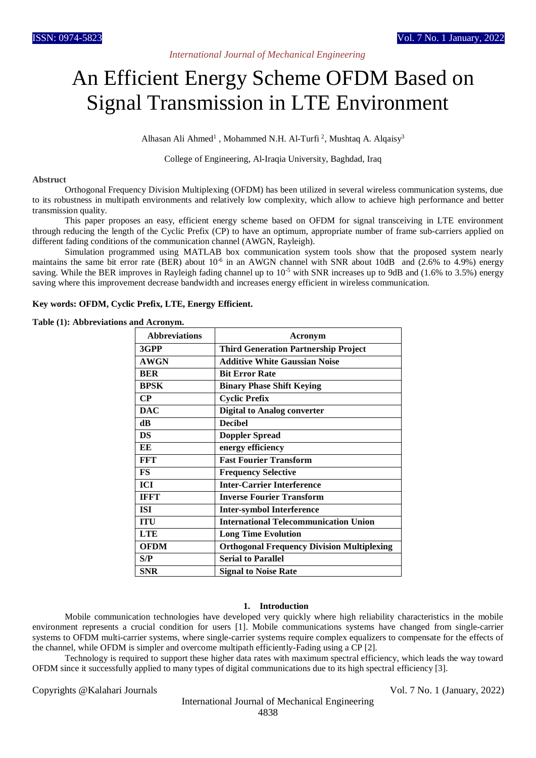# An Efficient Energy Scheme OFDM Based on Signal Transmission in LTE Environment

Alhasan Ali Ahmed[1] , Mohammed N.H. Al-Turfi [2], Mushtaq A. Alqaisy[3]

College of Engineering, Al-Iraqia University, Baghdad, Iraq

**Abstract**

Orthogonal Frequency Division Multiplexing (OFDM) has been utilized in several wireless communication systems, due to its robustness in multipath environments and relatively low complexity, which allow to achieve high performance and better transmission quality.

This paper proposes an easy, efficient energy scheme based on OFDM for signal transceiving in LTE environment through reducing the length of the Cyclic Prefix (CP) to have an optimum, appropriate number of frame sub-carriers applied on different fading conditions of the communication channel (AWGN, Rayleigh).

Simulation programmed using MATLAB box communication system tools show that the proposed system nearly maintains the same bit error rate (BER) about $10^{-6}$ in an AWGN channel with SNR about 10dB and (2.6% to 4.9%) energy saving. While the BER improves in Rayleigh fading channel up to $10^{-5}$ with SNR increases up to 9dB and (1.6% to 3.5%) energy saving where this improvement decrease bandwidth and increases energy efficient in wireless communication.

**Key words: OFDM, Cyclic Prefix, LTE, Energy Efficient.**

**Table (1): Abbreviations and Acronym.**

| Abbreviations | Acronym |
|---|---|
| 3GPP | Third Generation Partnership Project |
| AWGN | Additive White Gaussian Noise |
| BER | Bit Error Rate |
| BPSK | Binary Phase Shift Keying |
| CP | Cyclic Prefix |
| DAC | Digital to Analog converter |
| dB | Decibel |
| DS | Doppler Spread |
| EE | energy efficiency |
| FFT | Fast Fourier Transform |
| FS | Frequency Selective |
| ICI | Inter-Carrier Interference |
| IFFT | Inverse Fourier Transform |
| ISI | Inter-symbol Interference |
| ITU | International Telecommunication Union |
| LTE | Long Time Evolution |
| OFDM | Orthogonal Frequency Division Multiplexing |
| S/P | Serial to Parallel |
| SNR | Signal to Noise Rate |

## 1. Introduction

Mobile communication technologies have developed very quickly where high reliability characteristics in the mobile environment represents a crucial condition for users [1]. Mobile communications systems have changed from single-carrier systems to OFDM multi-carrier systems, where single-carrier systems require complex equalizers to compensate for the effects of the channel, while OFDM is simpler and overcome multipath efficiently-Fading using a CP [2].

Technology is required to support these higher data rates with maximum spectral efficiency, which leads the way toward OFDM since it successfully applied to many types of digital communications due to its high spectral efficiency [3].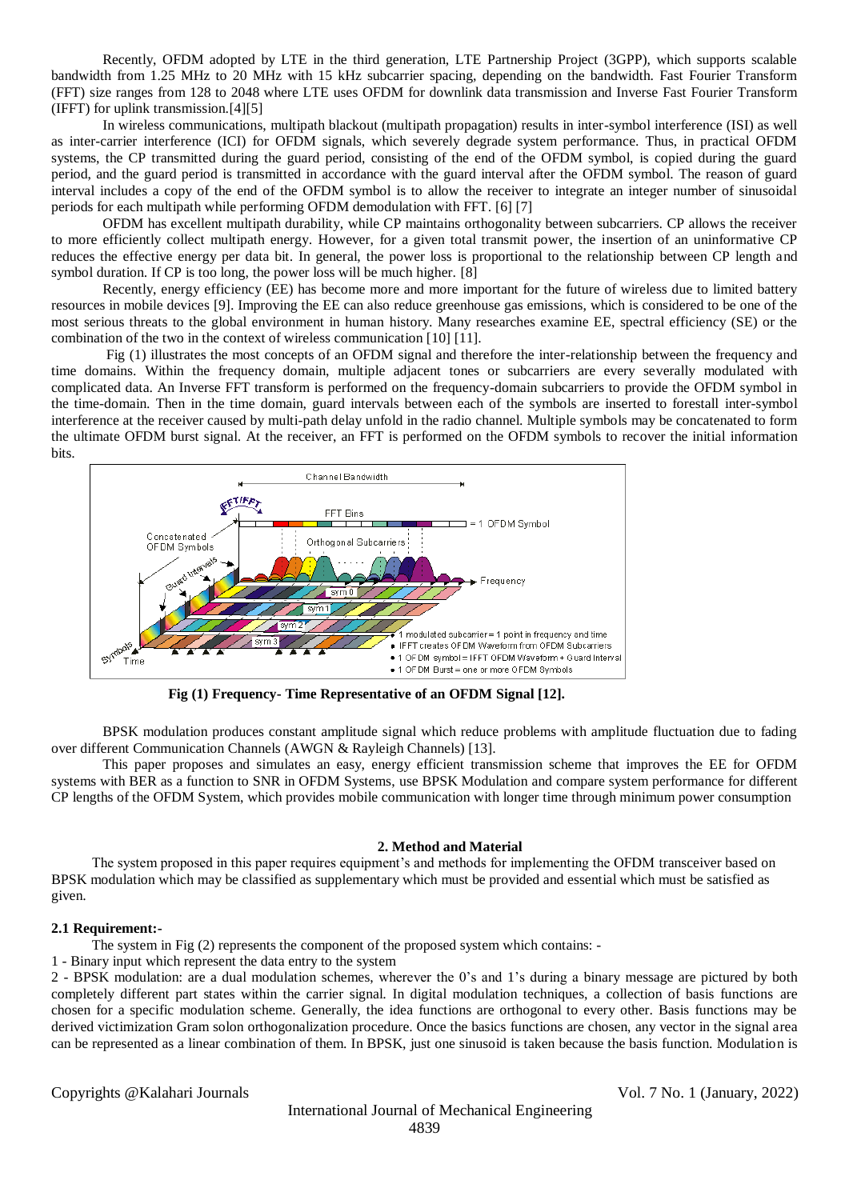Recently, OFDM adopted by LTE in the third generation, LTE Partnership Project (3GPP), which supports scalable bandwidth from 1.25 MHz to 20 MHz with 15 kHz subcarrier spacing, depending on the bandwidth. Fast Fourier Transform (FFT) size ranges from 128 to 2048 where LTE uses OFDM for downlink data transmission and Inverse Fast Fourier Transform (IFFT) for uplink transmission.[4][5]

In wireless communications, multipath blackout (multipath propagation) results in inter-symbol interference (ISI) as well as inter-carrier interference (ICI) for OFDM signals, which severely degrade system performance. Thus, in practical OFDM systems, the CP transmitted during the guard period, consisting of the end of the OFDM symbol, is copied during the guard period, and the guard period is transmitted in accordance with the guard interval after the OFDM symbol. The reason of guard interval includes a copy of the end of the OFDM symbol is to allow the receiver to integrate an integer number of sinusoidal periods for each multipath while performing OFDM demodulation with FFT. [6] [7]

OFDM has excellent multipath durability, while CP maintains orthogonality between subcarriers. CP allows the receiver to more efficiently collect multipath energy. However, for a given total transmit power, the insertion of an uninformative CP reduces the effective energy per data bit. In general, the power loss is proportional to the relationship between CP length and symbol duration. If CP is too long, the power loss will be much higher. [8]

Recently, energy efficiency (EE) has become more and more important for the future of wireless due to limited battery resources in mobile devices [9]. Improving the EE can also reduce greenhouse gas emissions, which is considered to be one of the most serious threats to the global environment in human history. Many researches examine EE, spectral efficiency (SE) or the combination of the two in the context of wireless communication [10] [11].

Fig (1) illustrates the most concepts of an OFDM signal and therefore the inter-relationship between the frequency and time domains. Within the frequency domain, multiple adjacent tones or subcarriers are every severally modulated with complicated data. An Inverse FFT transform is performed on the frequency-domain subcarriers to provide the OFDM symbol in the time-domain. Then in the time domain, guard intervals between each of the symbols are inserted to forestall inter-symbol interference at the receiver caused by multi-path delay unfold in the radio channel. Multiple symbols may be concatenated to form the ultimate OFDM burst signal. At the receiver, an FFT is performed on the OFDM symbols to recover the initial information bits.

**Fig (1) Frequency- Time Representative of an OFDM Signal [12].**

BPSK modulation produces constant amplitude signal which reduce problems with amplitude fluctuation due to fading over different Communication Channels (AWGN & Rayleigh Channels) [13].

This paper proposes and simulates an easy, energy efficient transmission scheme that improves the EE for OFDM systems with BER as a function to SNR in OFDM Systems, use BPSK Modulation and compare system performance for different CP lengths of the OFDM System, which provides mobile communication with longer time through minimum power consumption

## 2. Method and Material

The system proposed in this paper requires equipment's and methods for implementing the OFDM transceiver based on BPSK modulation which may be classified as supplementary which must be provided and essential which must be satisfied as given.

### 2.1 Requirement:-

The system in Fig (2) represents the component of the proposed system which contains: -

1 - Binary input which represent the data entry to the system

2 - BPSK modulation: are a dual modulation schemes, wherever the 0's and 1's during a binary message are pictured by both completely different part states within the carrier signal. In digital modulation techniques, a collection of basis functions are chosen for a specific modulation scheme. Generally, the idea functions are orthogonal to every other. Basis functions may be derived victimization Gram solon orthogonalization procedure. Once the basics functions are chosen, any vector in the signal area can be represented as a linear combination of them. In BPSK, just one sinusoid is taken because the basis function. Modulation is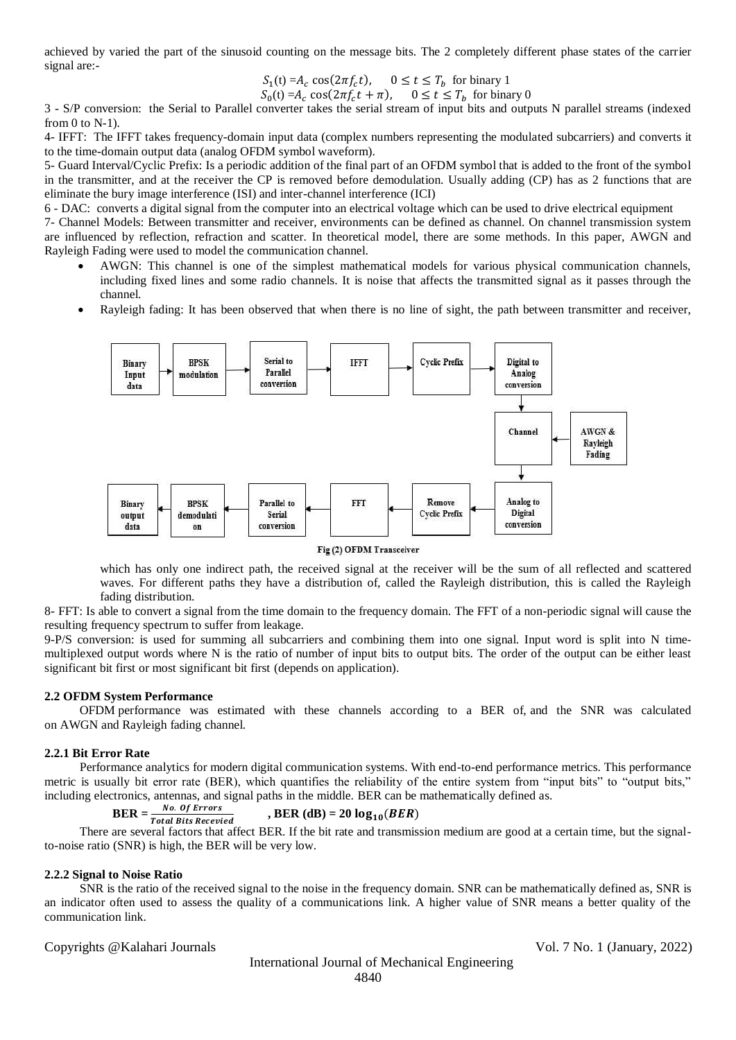achieved by varied the part of the sinusoid counting on the message bits. The 2 completely different phase states of the carrier signal are:-

$$S_1(t) = A_c \cos(2\pi f_c t), \quad 0 \le t \le T_b \text{ for binary 1}$$

$$S_0(t) = A_c \cos(2\pi f_c t + \pi), \quad 0 \le t \le T_b \text{ for binary 0}$$

3 - S/P conversion: the Serial to Parallel converter takes the serial stream of input bits and outputs N parallel streams (indexed from 0 to N-1).

4- IFFT: The IFFT takes frequency-domain input data (complex numbers representing the modulated subcarriers) and converts it to the time-domain output data (analog OFDM symbol waveform).

5- Guard Interval/Cyclic Prefix: Is a periodic addition of the final part of an OFDM symbol that is added to the front of the symbol in the transmitter, and at the receiver the CP is removed before demodulation. Usually adding (CP) has as 2 functions that are eliminate the bury image interference (ISI) and inter-channel interference (ICI)

6 - DAC: converts a digital signal from the computer into an electrical voltage which can be used to drive electrical equipment

7- Channel Models: Between transmitter and receiver, environments can be defined as channel. On channel transmission system are influenced by reflection, refraction and scatter. In theoretical model, there are some methods. In this paper, AWGN and Rayleigh Fading were used to model the communication channel.

- AWGN: This channel is one of the simplest mathematical models for various physical communication channels, including fixed lines and some radio channels. It is noise that affects the transmitted signal as it passes through the channel.
- Rayleigh fading: It has been observed that when there is no line of sight, the path between transmitter and receiver, which has only one indirect path, the received signal at the receiver will be the sum of all reflected and scattered waves. For different paths they have a distribution of, called the Rayleigh distribution, this is called the Rayleigh fading distribution.

Binary Input data → BPSK modulation → Serial to Parallel conversion → IFFT → Cyclic Prefix → Digital to Analog conversion → Channel (← AWGN & Rayleigh Fading) → Analog to Digital conversion → Remove Cyclic Prefix → FFT → Parallel to Serial conversion → BPSK demodulation → Binary output data

Fig (2) OFDM Transceiver

8- FFT: Is able to convert a signal from the time domain to the frequency domain. The FFT of a non-periodic signal will cause the resulting frequency spectrum to suffer from leakage.

9-P/S conversion: is used for summing all subcarriers and combining them into one signal. Input word is split into N time-multiplexed output words where N is the ratio of number of input bits to output bits. The order of the output can be either least significant bit first or most significant bit first (depends on application).

### 2.2 OFDM System Performance

OFDM performance was estimated with these channels according to a BER of, and the SNR was calculated on AWGN and Rayleigh fading channel.

#### 2.2.1 Bit Error Rate

Performance analytics for modern digital communication systems. With end-to-end performance metrics. This performance metric is usually bit error rate (BER), which quantifies the reliability of the entire system from "input bits" to "output bits," including electronics, antennas, and signal paths in the middle. BER can be mathematically defined as.

$$\textbf{BER} = \frac{No.\ Of\ Errors}{Total\ Bits\ Received} \qquad \textbf{, BER (dB)} = \mathbf{20 \log_{10}(BER)}$$

There are several factors that affect BER. If the bit rate and transmission medium are good at a certain time, but the signal-to-noise ratio (SNR) is high, the BER will be very low.

#### 2.2.2 Signal to Noise Ratio

SNR is the ratio of the received signal to the noise in the frequency domain. SNR can be mathematically defined as, SNR is an indicator often used to assess the quality of a communications link. A higher value of SNR means a better quality of the communication link.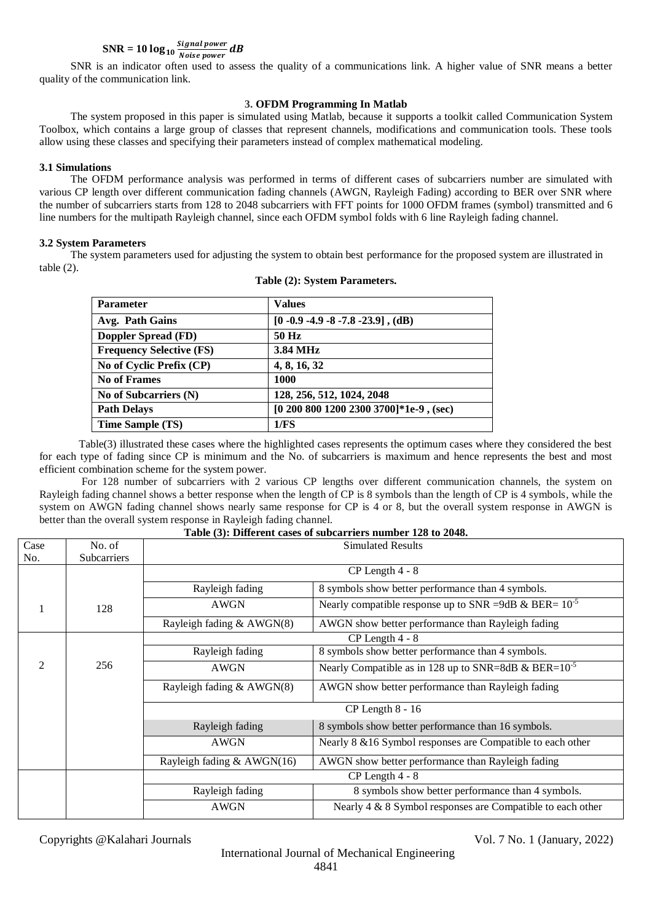$$\mathbf{SNR = 10 \log_{10} \frac{\mathit{Signal\ power}}{\mathit{Noise\ power}}\ \mathit{dB}}$$

SNR is an indicator often used to assess the quality of a communications link. A higher value of SNR means a better quality of the communication link.

### 3. OFDM Programming In Matlab

The system proposed in this paper is simulated using Matlab, because it supports a toolkit called Communication System Toolbox, which contains a large group of classes that represent channels, modifications and communication tools. These tools allow using these classes and specifying their parameters instead of complex mathematical modeling.

#### 3.1 Simulations

The OFDM performance analysis was performed in terms of different cases of subcarriers number are simulated with various CP length over different communication fading channels (AWGN, Rayleigh Fading) according to BER over SNR where the number of subcarriers starts from 128 to 2048 subcarriers with FFT points for 1000 OFDM frames (symbol) transmitted and 6 line numbers for the multipath Rayleigh channel, since each OFDM symbol folds with 6 line Rayleigh fading channel.

#### 3.2 System Parameters

The system parameters used for adjusting the system to obtain best performance for the proposed system are illustrated in table (2).

**Table (2): System Parameters.**

| Parameter | Values |
|---|---|
| **Avg. Path Gains** | **[0 -0.9 -4.9 -8 -7.8 -23.9] , (dB)** |
| **Doppler Spread (FD)** | **50 Hz** |
| **Frequency Selective (FS)** | **3.84 MHz** |
| **No of Cyclic Prefix (CP)** | **4, 8, 16, 32** |
| **No of Frames** | **1000** |
| **No of Subcarriers (N)** | **128, 256, 512, 1024, 2048** |
| **Path Delays** | **[0 200 800 1200 2300 3700]*1e-9 , (sec)** |
| **Time Sample (TS)** | **1/FS** |

Table(3) illustrated these cases where the highlighted cases represents the optimum cases where they considered the best for each type of fading since CP is minimum and the No. of subcarriers is maximum and hence represents the best and most efficient combination scheme for the system power.

For 128 number of subcarriers with 2 various CP lengths over different communication channels, the system on Rayleigh fading channel shows a better response when the length of CP is 8 symbols than the length of CP is 4 symbols, while the system on AWGN fading channel shows nearly same response for CP is 4 or 8, but the overall system response in AWGN is better than the overall system response in Rayleigh fading channel.

**Table (3): Different cases of subcarriers number 128 to 2048.**

| Case No. | No. of Subcarriers | Simulated Results | |
|---|---|---|---|
| 1 | 128 | CP Length 4 - 8 | |
| | | Rayleigh fading | 8 symbols show better performance than 4 symbols. |
| | | AWGN | Nearly compatible response up to SNR =9dB & BER= $10^{-5}$ |
| | | Rayleigh fading & AWGN(8) | AWGN show better performance than Rayleigh fading |
| 2 | 256 | CP Length 4 - 8 | |
| | | Rayleigh fading | 8 symbols show better performance than 4 symbols. |
| | | AWGN | Nearly Compatible as in 128 up to SNR=8dB & BER=$10^{-5}$ |
| | | Rayleigh fading & AWGN(8) | AWGN show better performance than Rayleigh fading |
| | | CP Length 8 - 16 | |
| | | Rayleigh fading | 8 symbols show better performance than 16 symbols. |
| | | AWGN | Nearly 8 &16 Symbol responses are Compatible to each other |
| | | Rayleigh fading & AWGN(16) | AWGN show better performance than Rayleigh fading |
| | | CP Length 4 - 8 | |
| | | Rayleigh fading | 8 symbols show better performance than 4 symbols. |
| | | AWGN | Nearly 4 & 8 Symbol responses are Compatible to each other |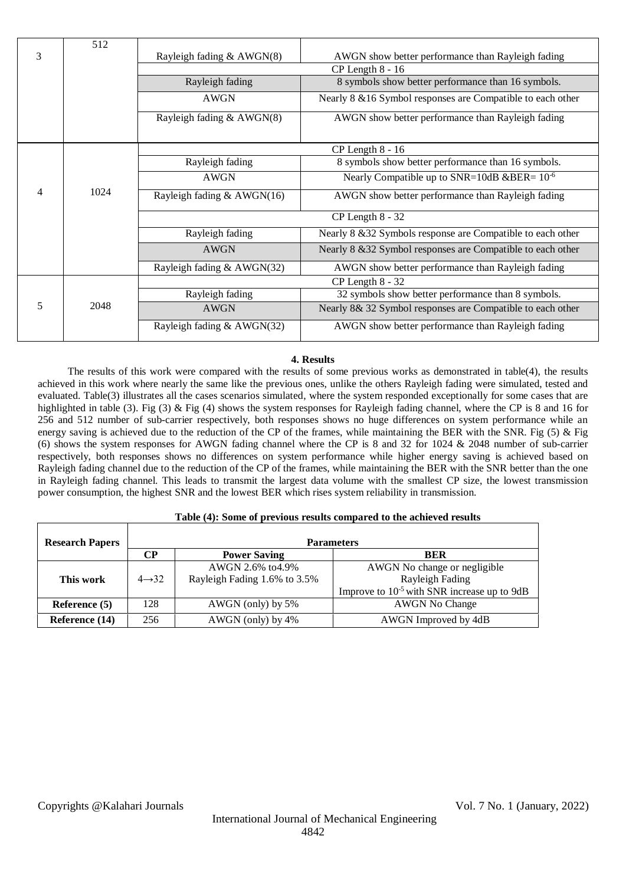| 3 | 512 | Rayleigh fading & AWGN(8) | AWGN show better performance than Rayleigh fading |
|---|---|---|---|
| | | CP Length 8 - 16 | |
| | | Rayleigh fading | 8 symbols show better performance than 16 symbols. |
| | | AWGN | Nearly 8 &16 Symbol responses are Compatible to each other |
| | | Rayleigh fading & AWGN(8) | AWGN show better performance than Rayleigh fading |
| 4 | 1024 | CP Length 8 - 16 | |
| | | Rayleigh fading | 8 symbols show better performance than 16 symbols. |
| | | AWGN | Nearly Compatible up to SNR=10dB &BER= $10^{-6}$ |
| | | Rayleigh fading & AWGN(16) | AWGN show better performance than Rayleigh fading |
| | | CP Length 8 - 32 | |
| | | Rayleigh fading | Nearly 8 &32 Symbols response are Compatible to each other |
| | | AWGN | Nearly 8 &32 Symbol responses are Compatible to each other |
| | | Rayleigh fading & AWGN(32) | AWGN show better performance than Rayleigh fading |
| 5 | 2048 | CP Length 8 - 32 | |
| | | Rayleigh fading | 32 symbols show better performance than 8 symbols. |
| | | AWGN | Nearly 8& 32 Symbol responses are Compatible to each other |
| | | Rayleigh fading & AWGN(32) | AWGN show better performance than Rayleigh fading |

## 4. Results

The results of this work were compared with the results of some previous works as demonstrated in table(4), the results achieved in this work where nearly the same like the previous ones, unlike the others Rayleigh fading were simulated, tested and evaluated. Table(3) illustrates all the cases scenarios simulated, where the system responded exceptionally for some cases that are highlighted in table (3). Fig (3) & Fig (4) shows the system responses for Rayleigh fading channel, where the CP is 8 and 16 for 256 and 512 number of sub-carrier respectively, both responses shows no huge differences on system performance while an energy saving is achieved due to the reduction of the CP of the frames, while maintaining the BER with the SNR. Fig (5) & Fig (6) shows the system responses for AWGN fading channel where the CP is 8 and 32 for 1024 & 2048 number of sub-carrier respectively, both responses shows no differences on system performance while higher energy saving is achieved based on Rayleigh fading channel due to the reduction of the CP of the frames, while maintaining the BER with the SNR better than the one in Rayleigh fading channel. This leads to transmit the largest data volume with the smallest CP size, the lowest transmission power consumption, the highest SNR and the lowest BER which rises system reliability in transmission.

**Table (4): Some of previous results compared to the achieved results**

| **Research Papers** | **Parameters** | | |
|---|---|---|---|
| | **CP** | **Power Saving** | **BER** |
| **This work** | $4 \rightarrow 32$ | AWGN 2.6% to4.9%<br>Rayleigh Fading 1.6% to 3.5% | AWGN No change or negligible<br>Rayleigh Fading<br>Improve to $10^{-5}$ with SNR increase up to 9dB |
| **Reference (5)** | 128 | AWGN (only) by 5% | AWGN No Change |
| **Reference (14)** | 256 | AWGN (only) by 4% | AWGN Improved by 4dB |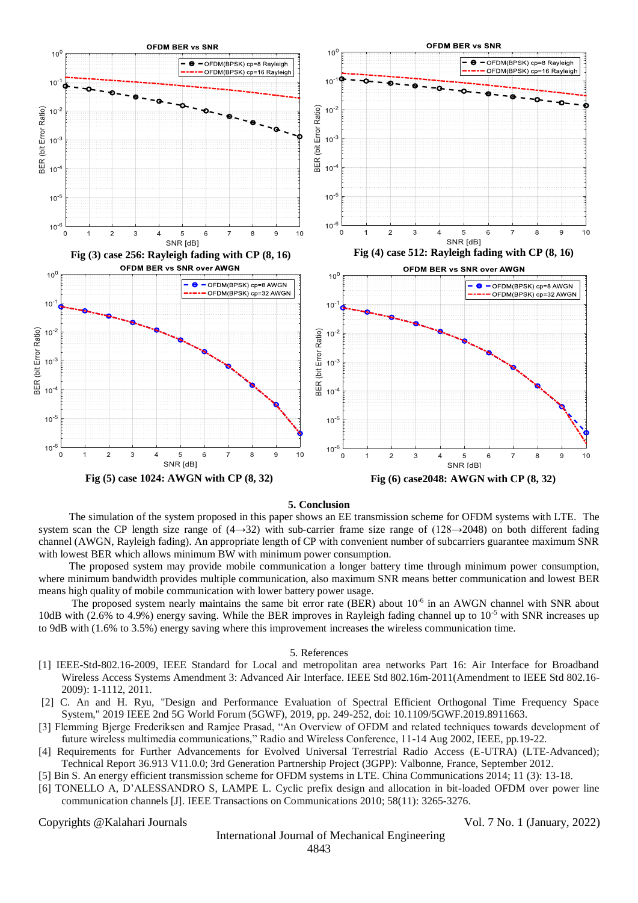Fig (3) case 256: Rayleigh fading with CP (8, 16)

Fig (4) case 512: Rayleigh fading with CP (8, 16)

Fig (5) case 1024: AWGN with CP (8, 32)

Fig (6) case2048: AWGN with CP (8, 32)

## 5. Conclusion

The simulation of the system proposed in this paper shows an EE transmission scheme for OFDM systems with LTE. The system scan the CP length size range of (4→32) with sub-carrier frame size range of (128→2048) on both different fading channel (AWGN, Rayleigh fading). An appropriate length of CP with convenient number of subcarriers guarantee maximum SNR with lowest BER which allows minimum BW with minimum power consumption.

The proposed system may provide mobile communication a longer battery time through minimum power consumption, where minimum bandwidth provides multiple communication, also maximum SNR means better communication and lowest BER means high quality of mobile communication with lower battery power usage.

The proposed system nearly maintains the same bit error rate (BER) about $10^{-6}$ in an AWGN channel with SNR about 10dB with (2.6% to 4.9%) energy saving. While the BER improves in Rayleigh fading channel up to $10^{-5}$ with SNR increases up to 9dB with (1.6% to 3.5%) energy saving where this improvement increases the wireless communication time.

## 5. References

[1] IEEE-Std-802.16-2009, IEEE Standard for Local and metropolitan area networks Part 16: Air Interface for Broadband Wireless Access Systems Amendment 3: Advanced Air Interface. IEEE Std 802.16m-2011(Amendment to IEEE Std 802.16-2009): 1-1112, 2011.

[2] C. An and H. Ryu, "Design and Performance Evaluation of Spectral Efficient Orthogonal Time Frequency Space System," 2019 IEEE 2nd 5G World Forum (5GWF), 2019, pp. 249-252, doi: 10.1109/5GWF.2019.8911663.

[3] Flemming Bjerge Frederiksen and Ramjee Prasad, "An Overview of OFDM and related techniques towards development of future wireless multimedia communications," Radio and Wireless Conference, 11-14 Aug 2002, IEEE, pp.19-22.

[4] Requirements for Further Advancements for Evolved Universal Terrestrial Radio Access (E-UTRA) (LTE-Advanced); Technical Report 36.913 V11.0.0; 3rd Generation Partnership Project (3GPP): Valbonne, France, September 2012.

[5] Bin S. An energy efficient transmission scheme for OFDM systems in LTE. China Communications 2014; 11 (3): 13-18.

[6] TONELLO A, D'ALESSANDRO S, LAMPE L. Cyclic prefix design and allocation in bit-loaded OFDM over power line communication channels [J]. IEEE Transactions on Communications 2010; 58(11): 3265-3276.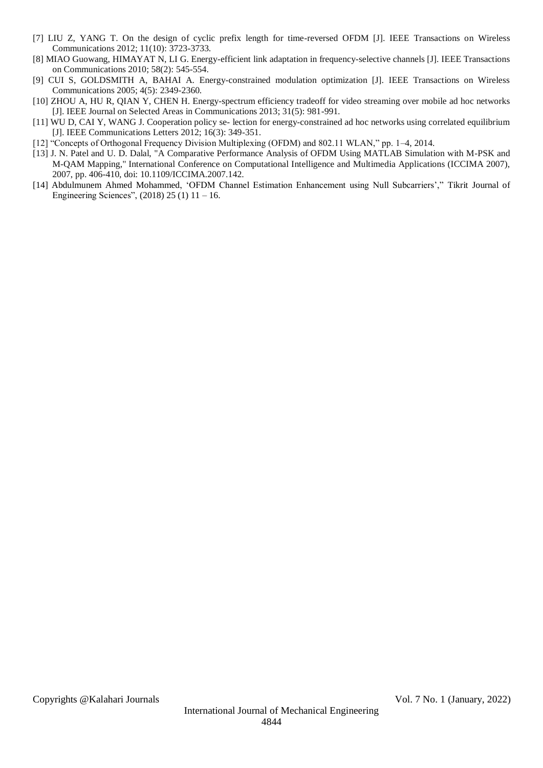[7] LIU Z, YANG T. On the design of cyclic prefix length for time-reversed OFDM [J]. IEEE Transactions on Wireless Communications 2012; 11(10): 3723-3733.

[8] MIAO Guowang, HIMAYAT N, LI G. Energy-efficient link adaptation in frequency-selective channels [J]. IEEE Transactions on Communications 2010; 58(2): 545-554.

[9] CUI S, GOLDSMITH A, BAHAI A. Energy-constrained modulation optimization [J]. IEEE Transactions on Wireless Communications 2005; 4(5): 2349-2360.

[10] ZHOU A, HU R, QIAN Y, CHEN H. Energy-spectrum efficiency tradeoff for video streaming over mobile ad hoc networks [J]. IEEE Journal on Selected Areas in Communications 2013; 31(5): 981-991.

[11] WU D, CAI Y, WANG J. Cooperation policy se- lection for energy-constrained ad hoc networks using correlated equilibrium [J]. IEEE Communications Letters 2012; 16(3): 349-351.

[12] "Concepts of Orthogonal Frequency Division Multiplexing (OFDM) and 802.11 WLAN," pp. 1–4, 2014.

[13] J. N. Patel and U. D. Dalal, "A Comparative Performance Analysis of OFDM Using MATLAB Simulation with M-PSK and M-QAM Mapping," International Conference on Computational Intelligence and Multimedia Applications (ICCIMA 2007), 2007, pp. 406-410, doi: 10.1109/ICCIMA.2007.142.

[14] Abdulmunem Ahmed Mohammed, 'OFDM Channel Estimation Enhancement using Null Subcarriers'," Tikrit Journal of Engineering Sciences", (2018) 25 (1) 11 – 16.